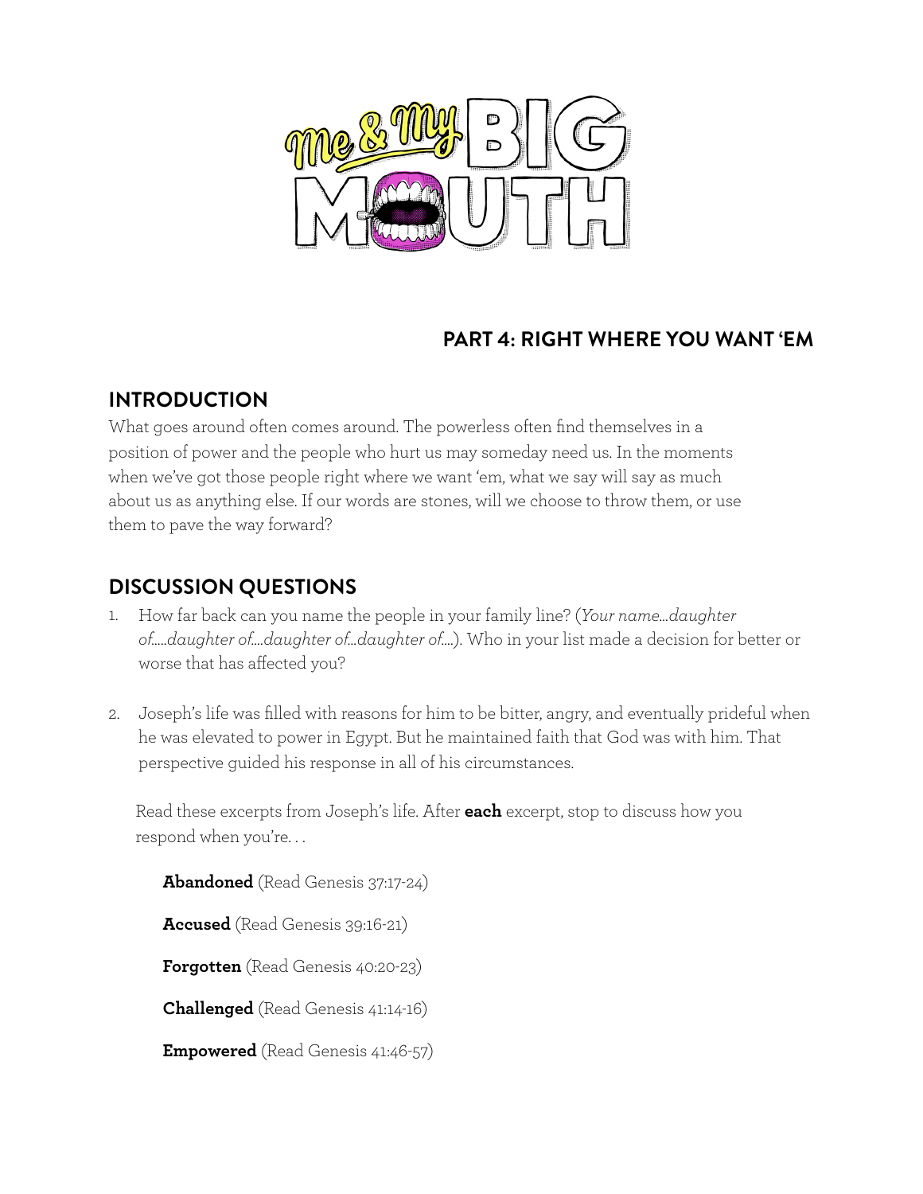# Me & My BIG MOUTH

## PART 4: RIGHT WHERE YOU WANT 'EM

## INTRODUCTION

What goes around often comes around. The powerless often find themselves in a position of power and the people who hurt us may someday need us. In the moments when we've got those people right where we want 'em, what we say will say as much about us as anything else. If our words are stones, will we choose to throw them, or use them to pave the way forward?

## DISCUSSION QUESTIONS

1. How far back can you name the people in your family line? (*Your name…daughter of…..daughter of….daughter of…daughter of….*). Who in your list made a decision for better or worse that has affected you?

2. Joseph's life was filled with reasons for him to be bitter, angry, and eventually prideful when he was elevated to power in Egypt. But he maintained faith that God was with him. That perspective guided his response in all of his circumstances.

   Read these excerpts from Joseph's life. After **each** excerpt, stop to discuss how you respond when you're. . .

   **Abandoned** (Read Genesis 37:17-24)

   **Accused** (Read Genesis 39:16-21)

   **Forgotten** (Read Genesis 40:20-23)

   **Challenged** (Read Genesis 41:14-16)

   **Empowered** (Read Genesis 41:46-57)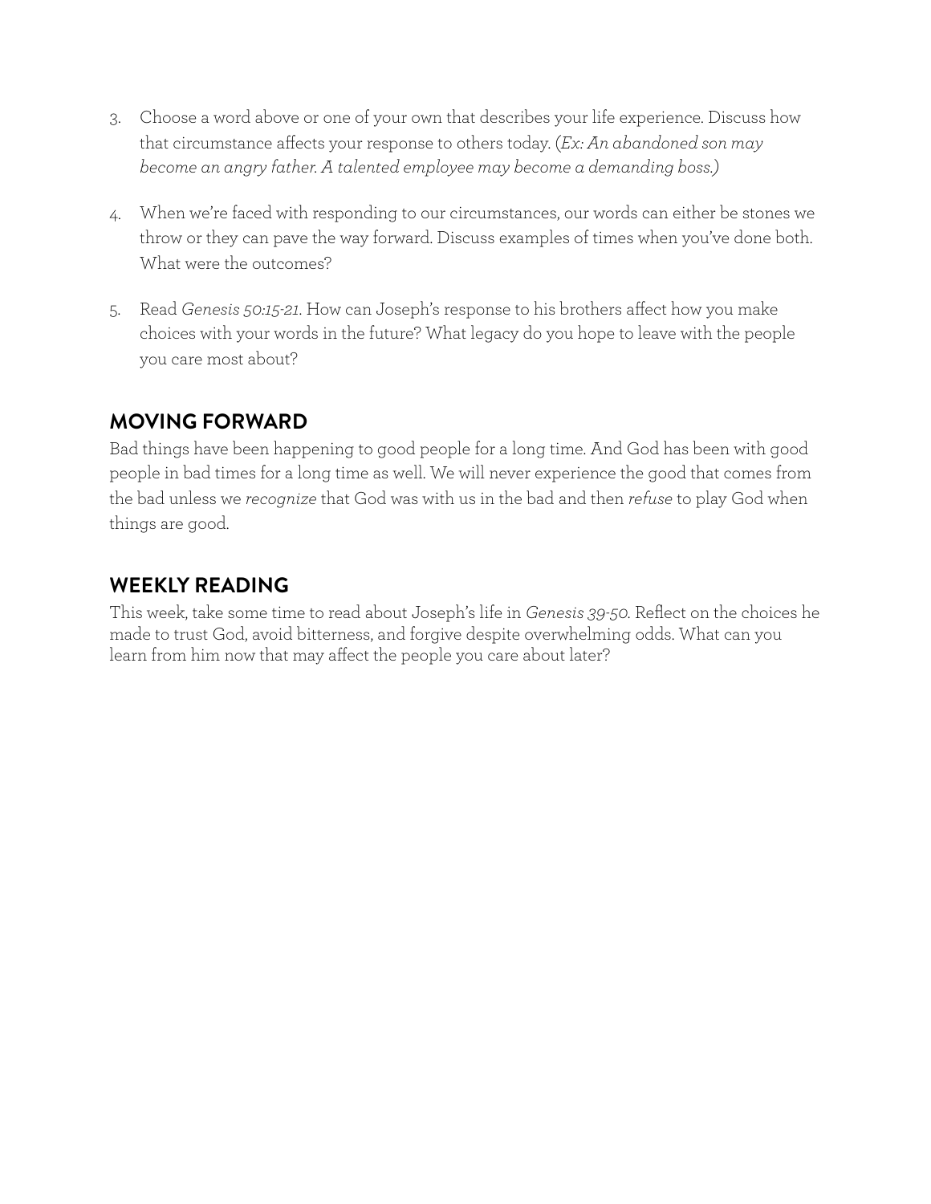3. Choose a word above or one of your own that describes your life experience. Discuss how that circumstance affects your response to others today. (*Ex: An abandoned son may become an angry father. A talented employee may become a demanding boss.)*

4. When we're faced with responding to our circumstances, our words can either be stones we throw or they can pave the way forward. Discuss examples of times when you've done both. What were the outcomes?

5. Read *Genesis 50:15-21*. How can Joseph's response to his brothers affect how you make choices with your words in the future? What legacy do you hope to leave with the people you care most about?

## MOVING FORWARD

Bad things have been happening to good people for a long time. And God has been with good people in bad times for a long time as well. We will never experience the good that comes from the bad unless we *recognize* that God was with us in the bad and then *refuse* to play God when things are good.

## WEEKLY READING

This week, take some time to read about Joseph's life in *Genesis 39-50*. Reflect on the choices he made to trust God, avoid bitterness, and forgive despite overwhelming odds. What can you learn from him now that may affect the people you care about later?